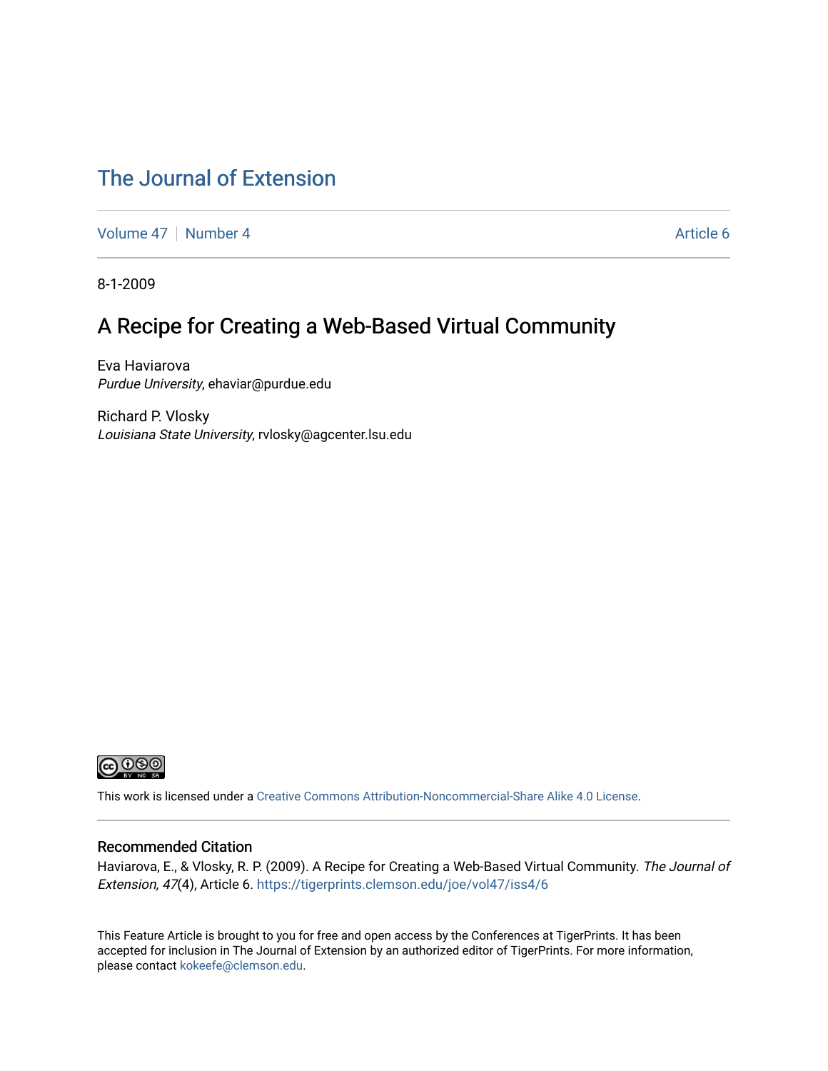# The Journal of Extension

Volume 47 | Number 4 | Article 6

8-1-2009

## A Recipe for Creating a Web-Based Virtual Community

Eva Haviarova
*Purdue University*, ehaviar@purdue.edu

Richard P. Vlosky
*Louisiana State University*, rvlosky@agcenter.lsu.edu

This work is licensed under a Creative Commons Attribution-Noncommercial-Share Alike 4.0 License.

### Recommended Citation

Haviarova, E., & Vlosky, R. P. (2009). A Recipe for Creating a Web-Based Virtual Community. *The Journal of Extension, 47*(4), Article 6. https://tigerprints.clemson.edu/joe/vol47/iss4/6

This Feature Article is brought to you for free and open access by the Conferences at TigerPrints. It has been accepted for inclusion in The Journal of Extension by an authorized editor of TigerPrints. For more information, please contact kokeefe@clemson.edu.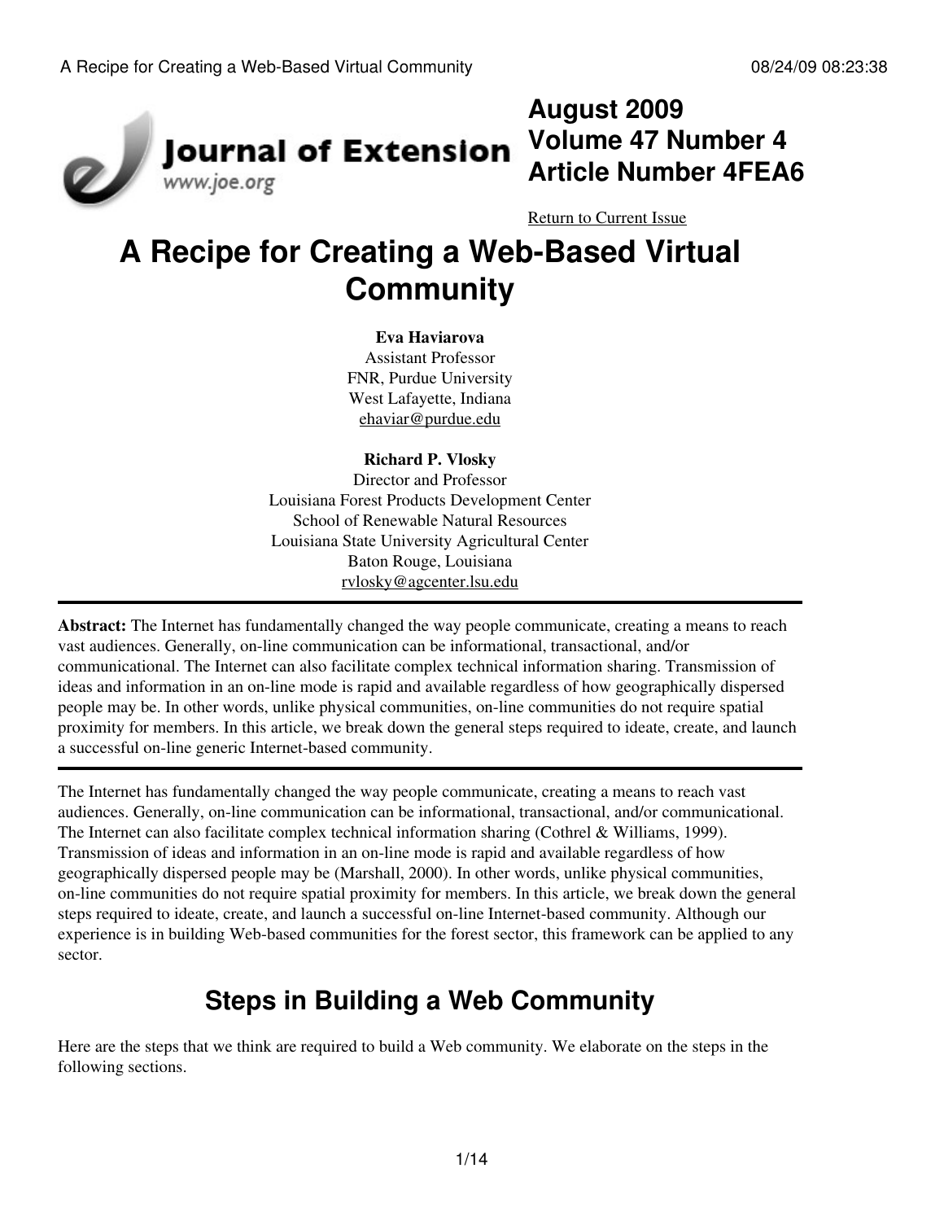# August 2009
# Volume 47 Number 4
# Article Number 4FEA6

Return to Current Issue

# A Recipe for Creating a Web-Based Virtual Community

**Eva Haviarova**
Assistant Professor
FNR, Purdue University
West Lafayette, Indiana
ehaviar@purdue.edu

**Richard P. Vlosky**
Director and Professor
Louisiana Forest Products Development Center
School of Renewable Natural Resources
Louisiana State University Agricultural Center
Baton Rouge, Louisiana
rvlosky@agcenter.lsu.edu

---

**Abstract:** The Internet has fundamentally changed the way people communicate, creating a means to reach vast audiences. Generally, on-line communication can be informational, transactional, and/or communicational. The Internet can also facilitate complex technical information sharing. Transmission of ideas and information in an on-line mode is rapid and available regardless of how geographically dispersed people may be. In other words, unlike physical communities, on-line communities do not require spatial proximity for members. In this article, we break down the general steps required to ideate, create, and launch a successful on-line generic Internet-based community.

---

The Internet has fundamentally changed the way people communicate, creating a means to reach vast audiences. Generally, on-line communication can be informational, transactional, and/or communicational. The Internet can also facilitate complex technical information sharing (Cothrel & Williams, 1999). Transmission of ideas and information in an on-line mode is rapid and available regardless of how geographically dispersed people may be (Marshall, 2000). In other words, unlike physical communities, on-line communities do not require spatial proximity for members. In this article, we break down the general steps required to ideate, create, and launch a successful on-line Internet-based community. Although our experience is in building Web-based communities for the forest sector, this framework can be applied to any sector.

## Steps in Building a Web Community

Here are the steps that we think are required to build a Web community. We elaborate on the steps in the following sections.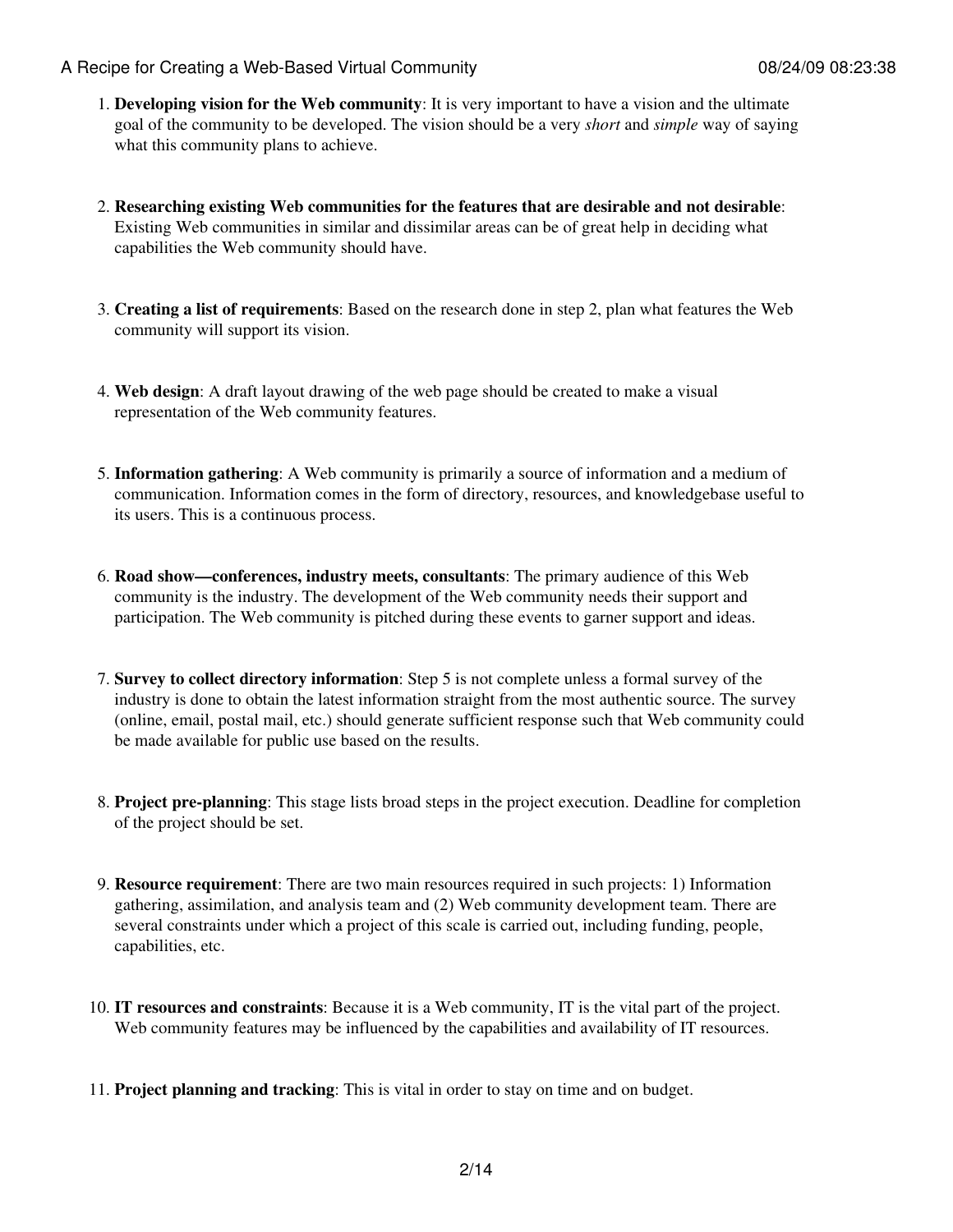1. **Developing vision for the Web community**: It is very important to have a vision and the ultimate goal of the community to be developed. The vision should be a very *short* and *simple* way of saying what this community plans to achieve.

2. **Researching existing Web communities for the features that are desirable and not desirable**: Existing Web communities in similar and dissimilar areas can be of great help in deciding what capabilities the Web community should have.

3. **Creating a list of requirements**: Based on the research done in step 2, plan what features the Web community will support its vision.

4. **Web design**: A draft layout drawing of the web page should be created to make a visual representation of the Web community features.

5. **Information gathering**: A Web community is primarily a source of information and a medium of communication. Information comes in the form of directory, resources, and knowledgebase useful to its users. This is a continuous process.

6. **Road show—conferences, industry meets, consultants**: The primary audience of this Web community is the industry. The development of the Web community needs their support and participation. The Web community is pitched during these events to garner support and ideas.

7. **Survey to collect directory information**: Step 5 is not complete unless a formal survey of the industry is done to obtain the latest information straight from the most authentic source. The survey (online, email, postal mail, etc.) should generate sufficient response such that Web community could be made available for public use based on the results.

8. **Project pre-planning**: This stage lists broad steps in the project execution. Deadline for completion of the project should be set.

9. **Resource requirement**: There are two main resources required in such projects: 1) Information gathering, assimilation, and analysis team and (2) Web community development team. There are several constraints under which a project of this scale is carried out, including funding, people, capabilities, etc.

10. **IT resources and constraints**: Because it is a Web community, IT is the vital part of the project. Web community features may be influenced by the capabilities and availability of IT resources.

11. **Project planning and tracking**: This is vital in order to stay on time and on budget.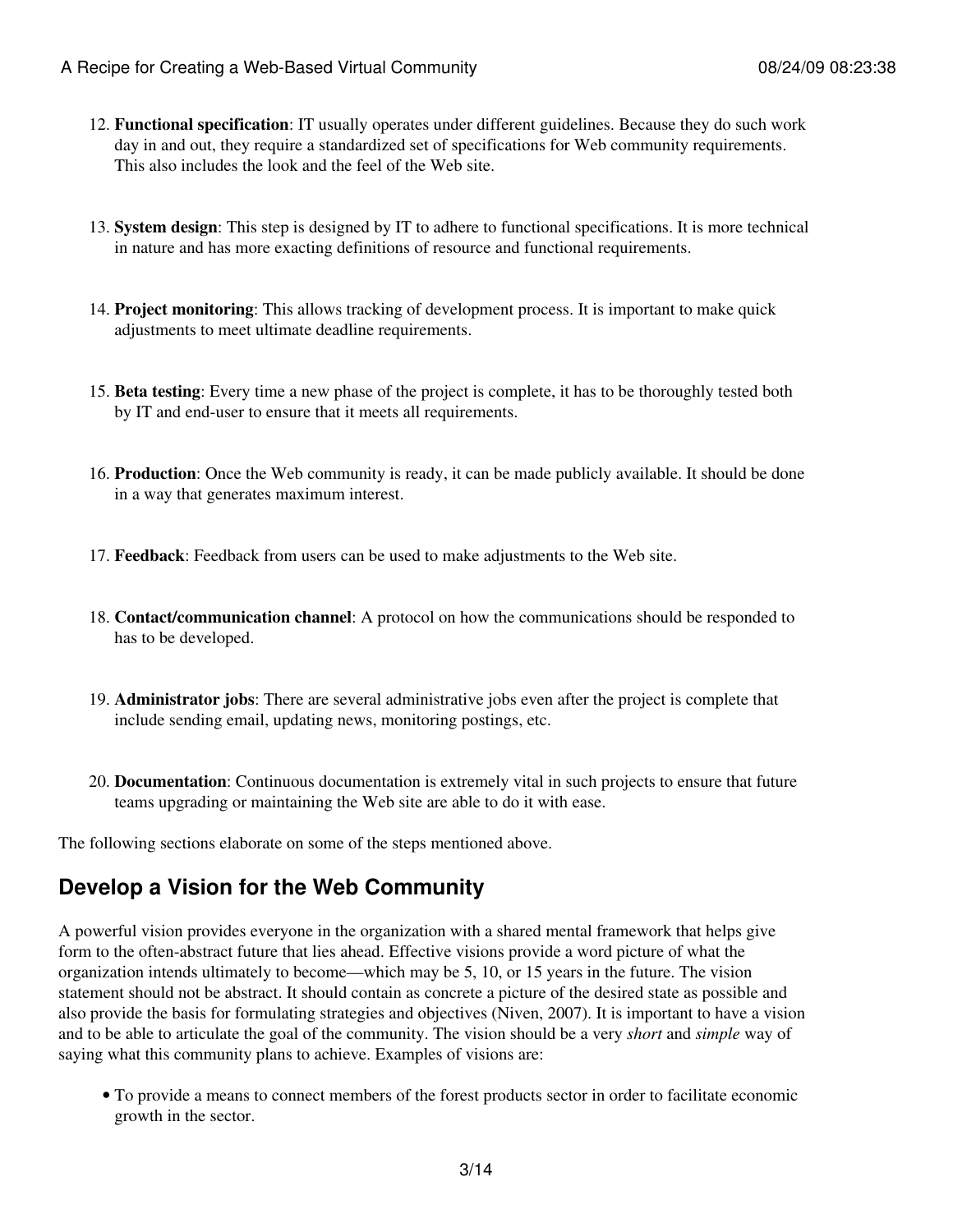12. **Functional specification**: IT usually operates under different guidelines. Because they do such work day in and out, they require a standardized set of specifications for Web community requirements. This also includes the look and the feel of the Web site.

13. **System design**: This step is designed by IT to adhere to functional specifications. It is more technical in nature and has more exacting definitions of resource and functional requirements.

14. **Project monitoring**: This allows tracking of development process. It is important to make quick adjustments to meet ultimate deadline requirements.

15. **Beta testing**: Every time a new phase of the project is complete, it has to be thoroughly tested both by IT and end-user to ensure that it meets all requirements.

16. **Production**: Once the Web community is ready, it can be made publicly available. It should be done in a way that generates maximum interest.

17. **Feedback**: Feedback from users can be used to make adjustments to the Web site.

18. **Contact/communication channel**: A protocol on how the communications should be responded to has to be developed.

19. **Administrator jobs**: There are several administrative jobs even after the project is complete that include sending email, updating news, monitoring postings, etc.

20. **Documentation**: Continuous documentation is extremely vital in such projects to ensure that future teams upgrading or maintaining the Web site are able to do it with ease.

The following sections elaborate on some of the steps mentioned above.

## Develop a Vision for the Web Community

A powerful vision provides everyone in the organization with a shared mental framework that helps give form to the often-abstract future that lies ahead. Effective visions provide a word picture of what the organization intends ultimately to become—which may be 5, 10, or 15 years in the future. The vision statement should not be abstract. It should contain as concrete a picture of the desired state as possible and also provide the basis for formulating strategies and objectives (Niven, 2007). It is important to have a vision and to be able to articulate the goal of the community. The vision should be a very *short* and *simple* way of saying what this community plans to achieve. Examples of visions are:

- To provide a means to connect members of the forest products sector in order to facilitate economic growth in the sector.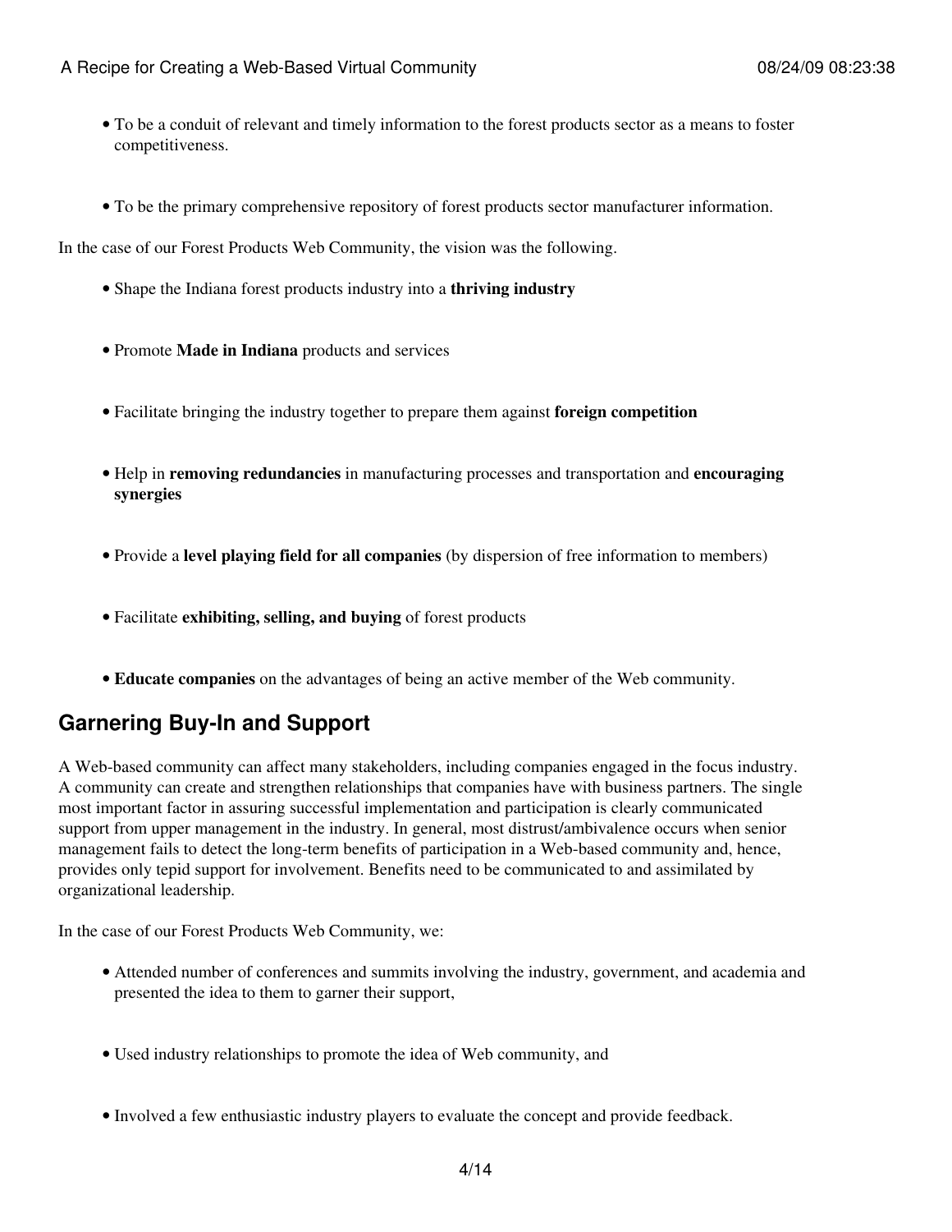- To be a conduit of relevant and timely information to the forest products sector as a means to foster competitiveness.
- To be the primary comprehensive repository of forest products sector manufacturer information.

In the case of our Forest Products Web Community, the vision was the following.

- Shape the Indiana forest products industry into a **thriving industry**
- Promote **Made in Indiana** products and services
- Facilitate bringing the industry together to prepare them against **foreign competition**
- Help in **removing redundancies** in manufacturing processes and transportation and **encouraging synergies**
- Provide a **level playing field for all companies** (by dispersion of free information to members)
- Facilitate **exhibiting, selling, and buying** of forest products
- **Educate companies** on the advantages of being an active member of the Web community.

## Garnering Buy-In and Support

A Web-based community can affect many stakeholders, including companies engaged in the focus industry. A community can create and strengthen relationships that companies have with business partners. The single most important factor in assuring successful implementation and participation is clearly communicated support from upper management in the industry. In general, most distrust/ambivalence occurs when senior management fails to detect the long-term benefits of participation in a Web-based community and, hence, provides only tepid support for involvement. Benefits need to be communicated to and assimilated by organizational leadership.

In the case of our Forest Products Web Community, we:

- Attended number of conferences and summits involving the industry, government, and academia and presented the idea to them to garner their support,
- Used industry relationships to promote the idea of Web community, and
- Involved a few enthusiastic industry players to evaluate the concept and provide feedback.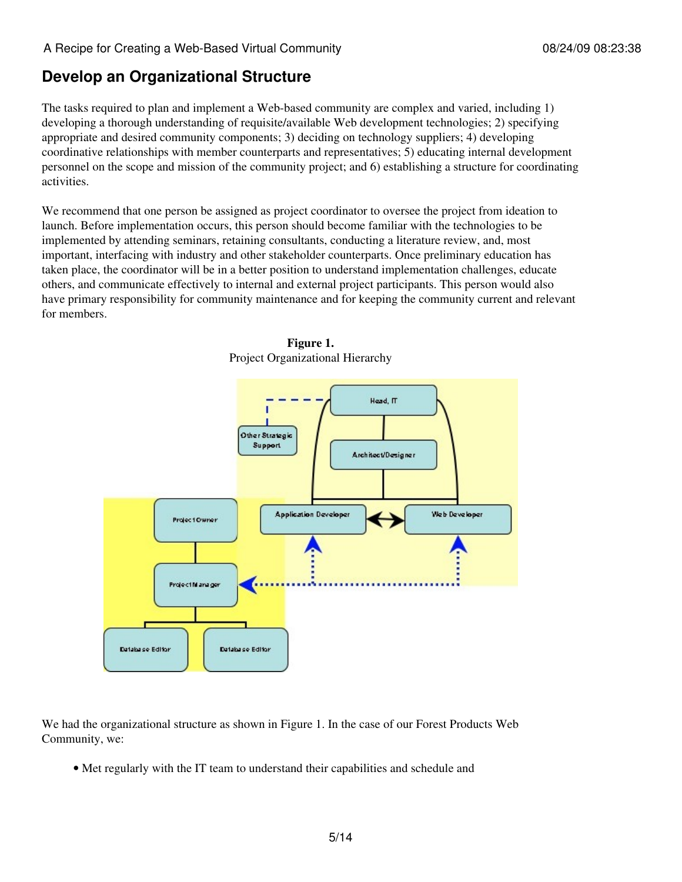## Develop an Organizational Structure

The tasks required to plan and implement a Web-based community are complex and varied, including 1) developing a thorough understanding of requisite/available Web development technologies; 2) specifying appropriate and desired community components; 3) deciding on technology suppliers; 4) developing coordinative relationships with member counterparts and representatives; 5) educating internal development personnel on the scope and mission of the community project; and 6) establishing a structure for coordinating activities.

We recommend that one person be assigned as project coordinator to oversee the project from ideation to launch. Before implementation occurs, this person should become familiar with the technologies to be implemented by attending seminars, retaining consultants, conducting a literature review, and, most important, interfacing with industry and other stakeholder counterparts. Once preliminary education has taken place, the coordinator will be in a better position to understand implementation challenges, educate others, and communicate effectively to internal and external project participants. This person would also have primary responsibility for community maintenance and for keeping the community current and relevant for members.

**Figure 1.**
Project Organizational Hierarchy

We had the organizational structure as shown in Figure 1. In the case of our Forest Products Web Community, we:

- Met regularly with the IT team to understand their capabilities and schedule and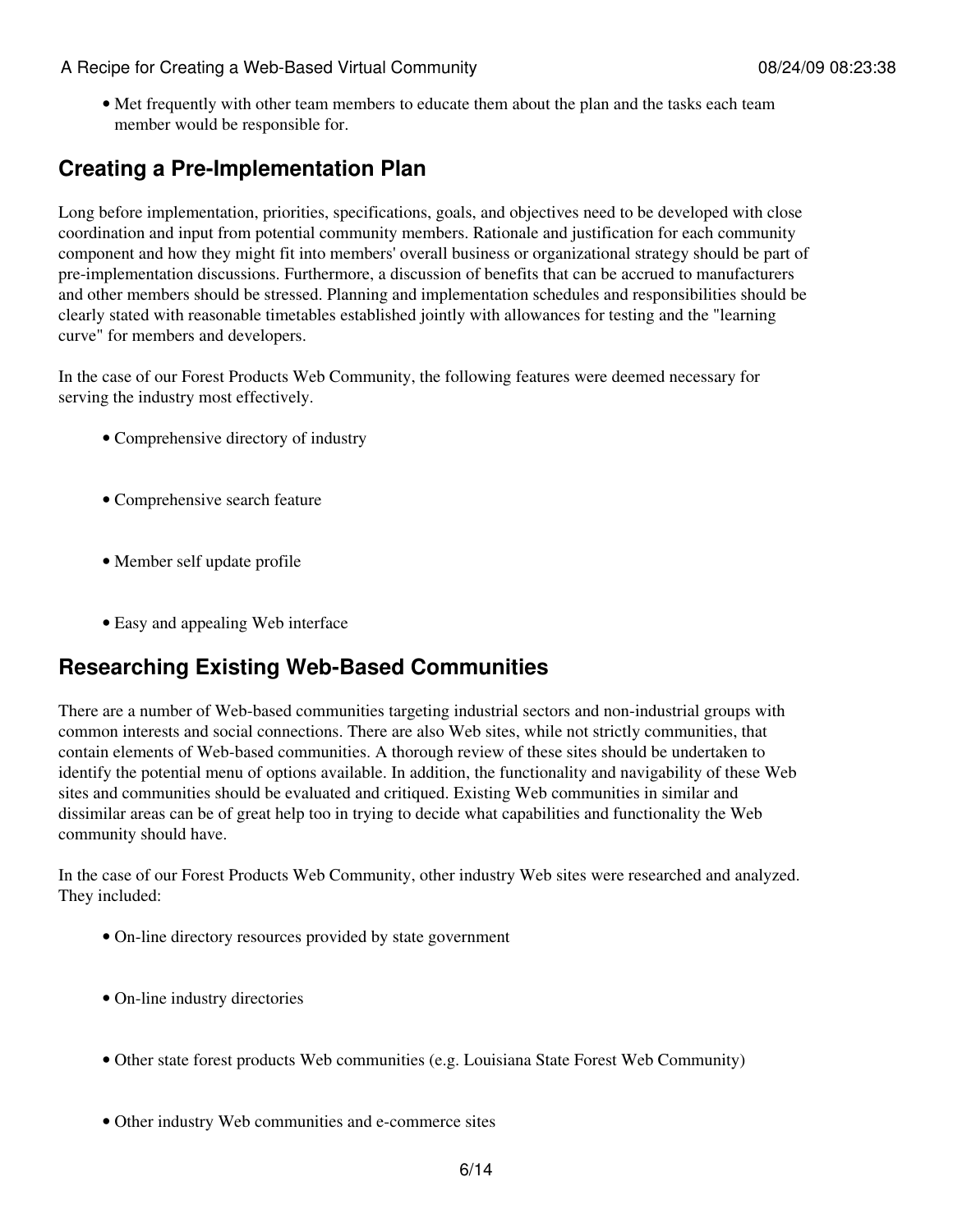- Met frequently with other team members to educate them about the plan and the tasks each team member would be responsible for.

## Creating a Pre-Implementation Plan

Long before implementation, priorities, specifications, goals, and objectives need to be developed with close coordination and input from potential community members. Rationale and justification for each community component and how they might fit into members' overall business or organizational strategy should be part of pre-implementation discussions. Furthermore, a discussion of benefits that can be accrued to manufacturers and other members should be stressed. Planning and implementation schedules and responsibilities should be clearly stated with reasonable timetables established jointly with allowances for testing and the "learning curve" for members and developers.

In the case of our Forest Products Web Community, the following features were deemed necessary for serving the industry most effectively.

- Comprehensive directory of industry
- Comprehensive search feature
- Member self update profile
- Easy and appealing Web interface

## Researching Existing Web-Based Communities

There are a number of Web-based communities targeting industrial sectors and non-industrial groups with common interests and social connections. There are also Web sites, while not strictly communities, that contain elements of Web-based communities. A thorough review of these sites should be undertaken to identify the potential menu of options available. In addition, the functionality and navigability of these Web sites and communities should be evaluated and critiqued. Existing Web communities in similar and dissimilar areas can be of great help too in trying to decide what capabilities and functionality the Web community should have.

In the case of our Forest Products Web Community, other industry Web sites were researched and analyzed. They included:

- On-line directory resources provided by state government
- On-line industry directories
- Other state forest products Web communities (e.g. Louisiana State Forest Web Community)
- Other industry Web communities and e-commerce sites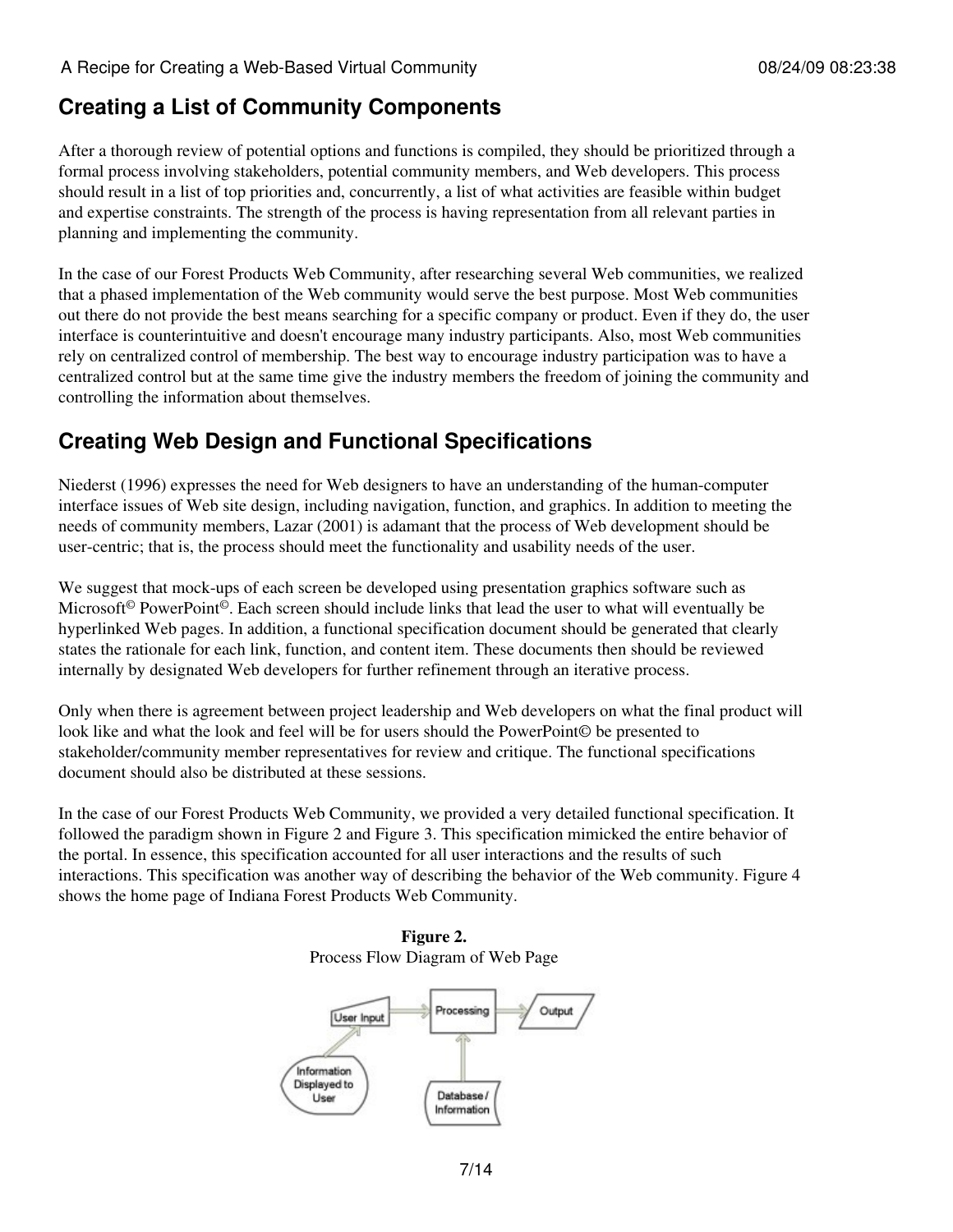## Creating a List of Community Components

After a thorough review of potential options and functions is compiled, they should be prioritized through a formal process involving stakeholders, potential community members, and Web developers. This process should result in a list of top priorities and, concurrently, a list of what activities are feasible within budget and expertise constraints. The strength of the process is having representation from all relevant parties in planning and implementing the community.

In the case of our Forest Products Web Community, after researching several Web communities, we realized that a phased implementation of the Web community would serve the best purpose. Most Web communities out there do not provide the best means searching for a specific company or product. Even if they do, the user interface is counterintuitive and doesn't encourage many industry participants. Also, most Web communities rely on centralized control of membership. The best way to encourage industry participation was to have a centralized control but at the same time give the industry members the freedom of joining the community and controlling the information about themselves.

## Creating Web Design and Functional Specifications

Niederst (1996) expresses the need for Web designers to have an understanding of the human-computer interface issues of Web site design, including navigation, function, and graphics. In addition to meeting the needs of community members, Lazar (2001) is adamant that the process of Web development should be user-centric; that is, the process should meet the functionality and usability needs of the user.

We suggest that mock-ups of each screen be developed using presentation graphics software such as Microsoft© PowerPoint©. Each screen should include links that lead the user to what will eventually be hyperlinked Web pages. In addition, a functional specification document should be generated that clearly states the rationale for each link, function, and content item. These documents then should be reviewed internally by designated Web developers for further refinement through an iterative process.

Only when there is agreement between project leadership and Web developers on what the final product will look like and what the look and feel will be for users should the PowerPoint© be presented to stakeholder/community member representatives for review and critique. The functional specifications document should also be distributed at these sessions.

In the case of our Forest Products Web Community, we provided a very detailed functional specification. It followed the paradigm shown in Figure 2 and Figure 3. This specification mimicked the entire behavior of the portal. In essence, this specification accounted for all user interactions and the results of such interactions. This specification was another way of describing the behavior of the Web community. Figure 4 shows the home page of Indiana Forest Products Web Community.

**Figure 2.**
Process Flow Diagram of Web Page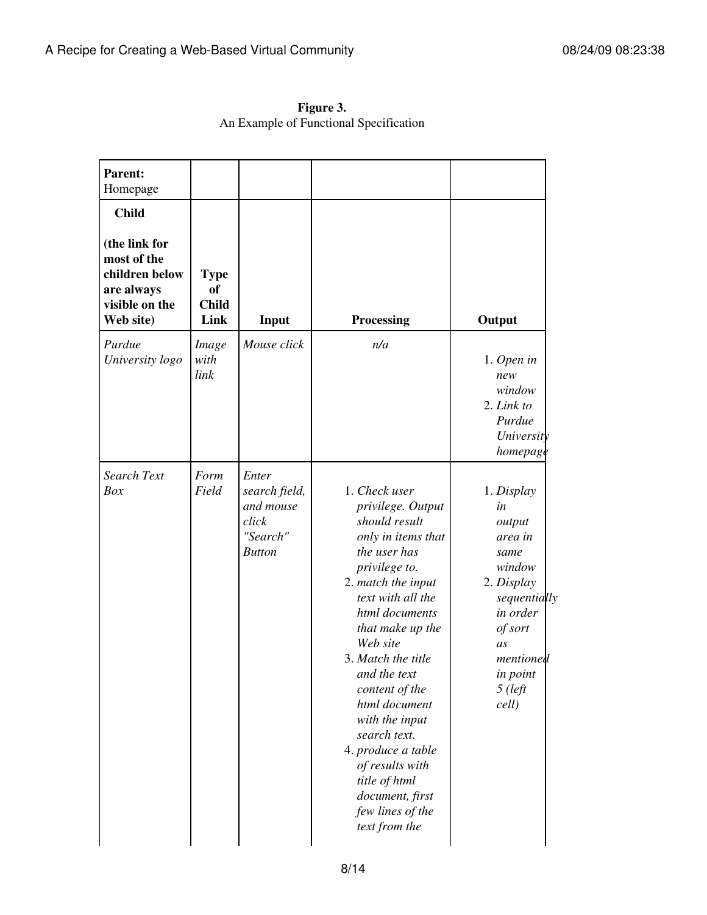**Figure 3.**
An Example of Functional Specification

| **Parent:** Homepage | | | | |
|---|---|---|---|---|
| **Child** **(the link for most of the children below are always visible on the Web site)** | **Type of Child Link** | **Input** | **Processing** | **Output** |
| *Purdue University logo* | *Image with link* | *Mouse click* | *n/a* | 1. *Open in new window* 2. *Link to Purdue University homepage* |
| *Search Text Box* | *Form Field* | *Enter search field, and mouse click "Search" Button* | 1. *Check user privilege. Output should result only in items that the user has privilege to.* 2. *match the input text with all the html documents that make up the Web site* 3. *Match the title and the text content of the html document with the input search text.* 4. *produce a table of results with title of html document, first few lines of the text from the* | 1. *Display in output area in same window* 2. *Display sequentially in order of sort as mentioned in point 5 (left cell)* |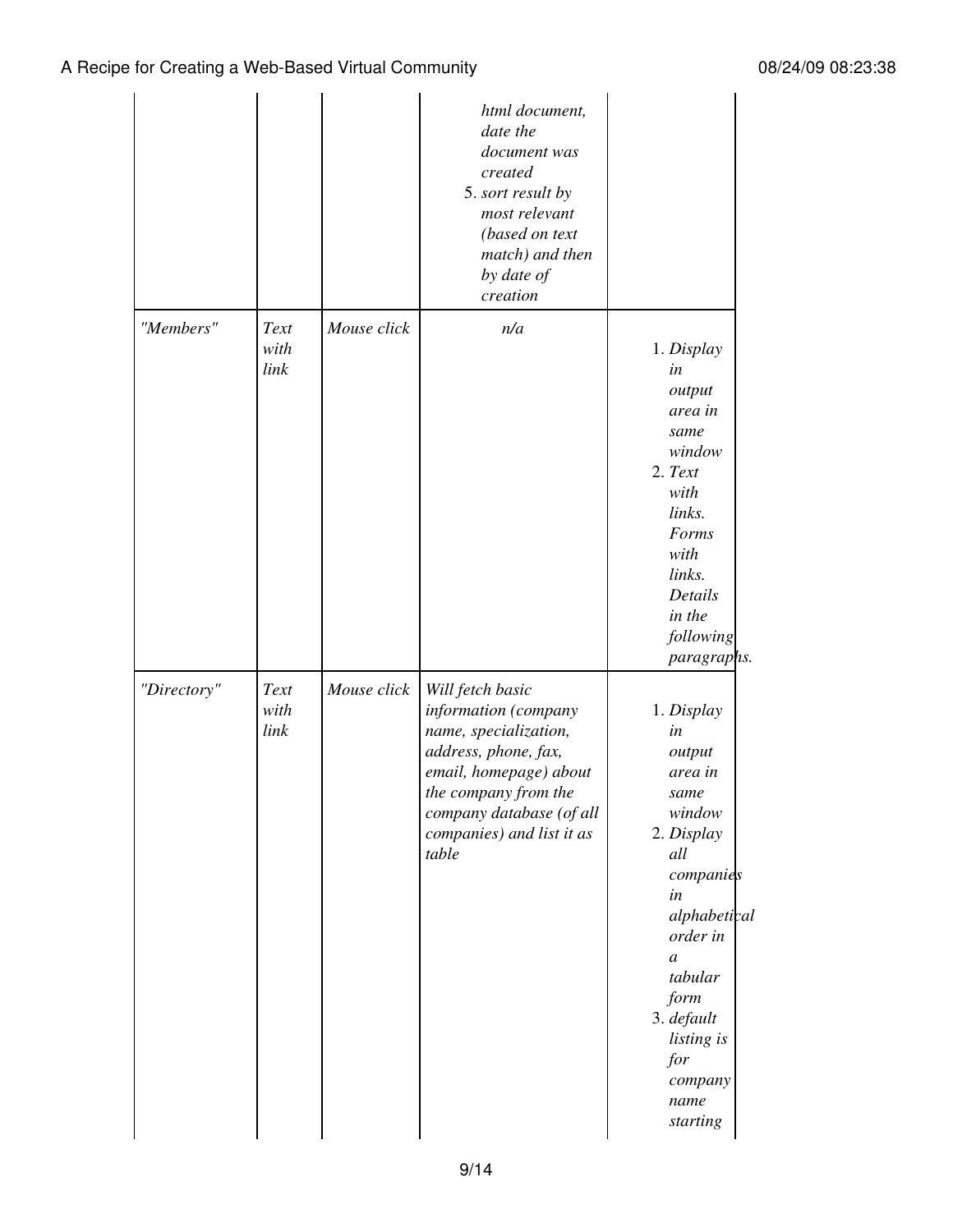| | | | html document, date the document was created<br>5. sort result by most relevant (based on text match) and then by date of creation | |
|---|---|---|---|---|
| *"Members"* | *Text with link* | *Mouse click* | *n/a* | 1. *Display in output area in same window*<br>2. *Text with links. Forms with links. Details in the following paragraphs.* |
| *"Directory"* | *Text with link* | *Mouse click* | *Will fetch basic information (company name, specialization, address, phone, fax, email, homepage) about the company from the company database (of all companies) and list it as table* | 1. *Display in output area in same window*<br>2. *Display all companies in alphabetical order in a tabular form*<br>3. *default listing is for company name starting* |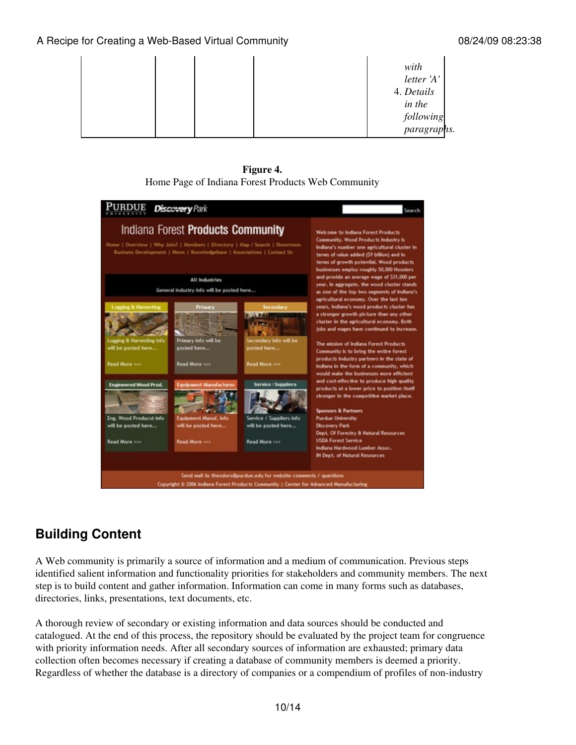| | | | | |
|---|---|---|---|---|
| | | | | with letter 'A'<br>4. *Details in the following paragraphs.* |

**Figure 4.**
Home Page of Indiana Forest Products Web Community

## Building Content

A Web community is primarily a source of information and a medium of communication. Previous steps identified salient information and functionality priorities for stakeholders and community members. The next step is to build content and gather information. Information can come in many forms such as databases, directories, links, presentations, text documents, etc.

A thorough review of secondary or existing information and data sources should be conducted and catalogued. At the end of this process, the repository should be evaluated by the project team for congruence with priority information needs. After all secondary sources of information are exhausted; primary data collection often becomes necessary if creating a database of community members is deemed a priority. Regardless of whether the database is a directory of companies or a compendium of profiles of non-industry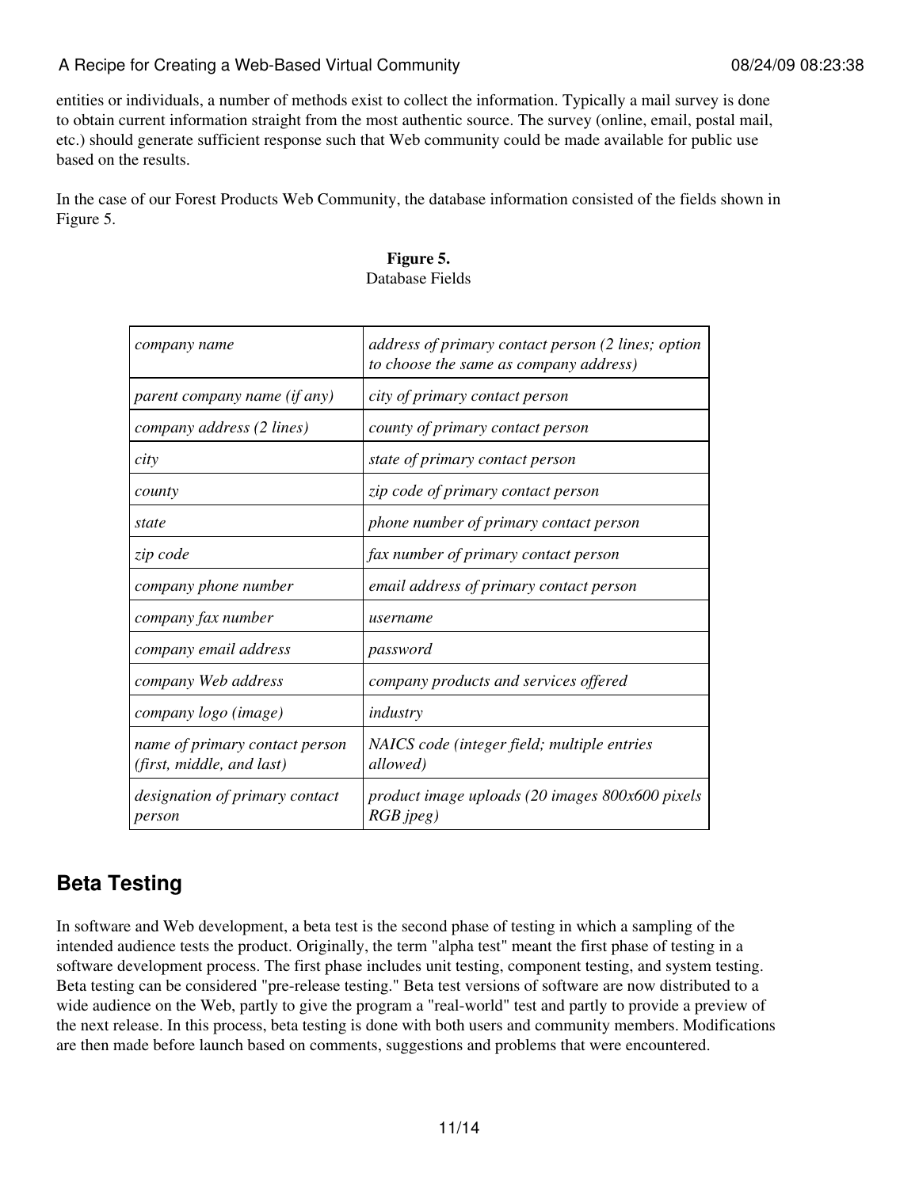entities or individuals, a number of methods exist to collect the information. Typically a mail survey is done to obtain current information straight from the most authentic source. The survey (online, email, postal mail, etc.) should generate sufficient response such that Web community could be made available for public use based on the results.

In the case of our Forest Products Web Community, the database information consisted of the fields shown in Figure 5.

**Figure 5.**
Database Fields

| | |
|---|---|
| *company name* | *address of primary contact person (2 lines; option to choose the same as company address)* |
| *parent company name (if any)* | *city of primary contact person* |
| *company address (2 lines)* | *county of primary contact person* |
| *city* | *state of primary contact person* |
| *county* | *zip code of primary contact person* |
| *state* | *phone number of primary contact person* |
| *zip code* | *fax number of primary contact person* |
| *company phone number* | *email address of primary contact person* |
| *company fax number* | *username* |
| *company email address* | *password* |
| *company Web address* | *company products and services offered* |
| *company logo (image)* | *industry* |
| *name of primary contact person (first, middle, and last)* | *NAICS code (integer field; multiple entries allowed)* |
| *designation of primary contact person* | *product image uploads (20 images 800x600 pixels RGB jpeg)* |

## Beta Testing

In software and Web development, a beta test is the second phase of testing in which a sampling of the intended audience tests the product. Originally, the term "alpha test" meant the first phase of testing in a software development process. The first phase includes unit testing, component testing, and system testing. Beta testing can be considered "pre-release testing." Beta test versions of software are now distributed to a wide audience on the Web, partly to give the program a "real-world" test and partly to provide a preview of the next release. In this process, beta testing is done with both users and community members. Modifications are then made before launch based on comments, suggestions and problems that were encountered.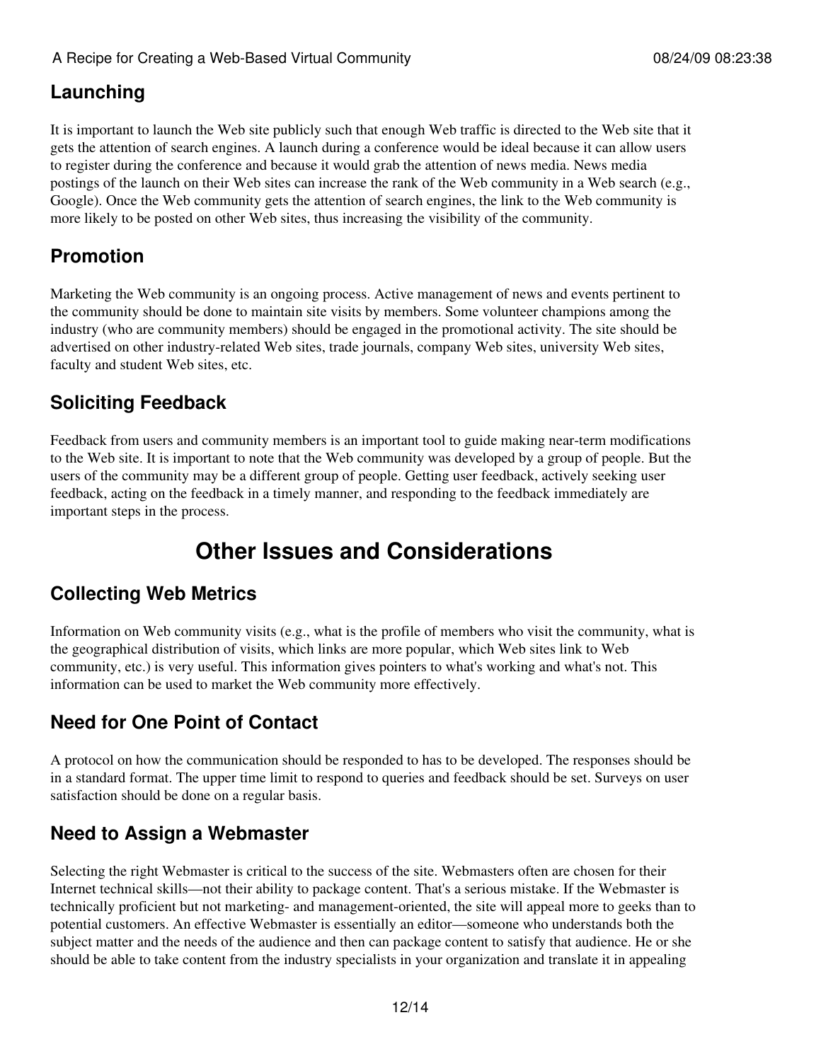## Launching

It is important to launch the Web site publicly such that enough Web traffic is directed to the Web site that it gets the attention of search engines. A launch during a conference would be ideal because it can allow users to register during the conference and because it would grab the attention of news media. News media postings of the launch on their Web sites can increase the rank of the Web community in a Web search (e.g., Google). Once the Web community gets the attention of search engines, the link to the Web community is more likely to be posted on other Web sites, thus increasing the visibility of the community.

## Promotion

Marketing the Web community is an ongoing process. Active management of news and events pertinent to the community should be done to maintain site visits by members. Some volunteer champions among the industry (who are community members) should be engaged in the promotional activity. The site should be advertised on other industry-related Web sites, trade journals, company Web sites, university Web sites, faculty and student Web sites, etc.

## Soliciting Feedback

Feedback from users and community members is an important tool to guide making near-term modifications to the Web site. It is important to note that the Web community was developed by a group of people. But the users of the community may be a different group of people. Getting user feedback, actively seeking user feedback, acting on the feedback in a timely manner, and responding to the feedback immediately are important steps in the process.

# Other Issues and Considerations

## Collecting Web Metrics

Information on Web community visits (e.g., what is the profile of members who visit the community, what is the geographical distribution of visits, which links are more popular, which Web sites link to Web community, etc.) is very useful. This information gives pointers to what's working and what's not. This information can be used to market the Web community more effectively.

## Need for One Point of Contact

A protocol on how the communication should be responded to has to be developed. The responses should be in a standard format. The upper time limit to respond to queries and feedback should be set. Surveys on user satisfaction should be done on a regular basis.

## Need to Assign a Webmaster

Selecting the right Webmaster is critical to the success of the site. Webmasters often are chosen for their Internet technical skills—not their ability to package content. That's a serious mistake. If the Webmaster is technically proficient but not marketing- and management-oriented, the site will appeal more to geeks than to potential customers. An effective Webmaster is essentially an editor—someone who understands both the subject matter and the needs of the audience and then can package content to satisfy that audience. He or she should be able to take content from the industry specialists in your organization and translate it in appealing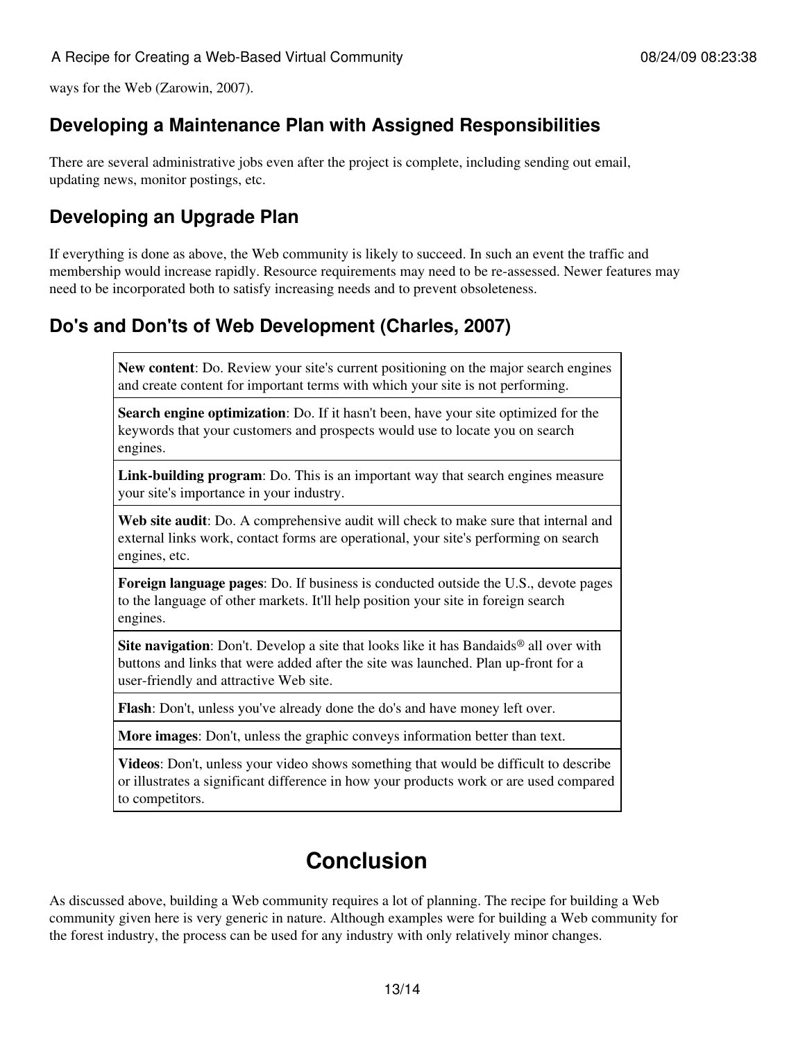ways for the Web (Zarowin, 2007).

## Developing a Maintenance Plan with Assigned Responsibilities

There are several administrative jobs even after the project is complete, including sending out email, updating news, monitor postings, etc.

## Developing an Upgrade Plan

If everything is done as above, the Web community is likely to succeed. In such an event the traffic and membership would increase rapidly. Resource requirements may need to be re-assessed. Newer features may need to be incorporated both to satisfy increasing needs and to prevent obsoleteness.

## Do's and Don'ts of Web Development (Charles, 2007)

| |
|---|
| **New content**: Do. Review your site's current positioning on the major search engines and create content for important terms with which your site is not performing. |
| **Search engine optimization**: Do. If it hasn't been, have your site optimized for the keywords that your customers and prospects would use to locate you on search engines. |
| **Link-building program**: Do. This is an important way that search engines measure your site's importance in your industry. |
| **Web site audit**: Do. A comprehensive audit will check to make sure that internal and external links work, contact forms are operational, your site's performing on search engines, etc. |
| **Foreign language pages**: Do. If business is conducted outside the U.S., devote pages to the language of other markets. It'll help position your site in foreign search engines. |
| **Site navigation**: Don't. Develop a site that looks like it has Bandaids® all over with buttons and links that were added after the site was launched. Plan up-front for a user-friendly and attractive Web site. |
| **Flash**: Don't, unless you've already done the do's and have money left over. |
| **More images**: Don't, unless the graphic conveys information better than text. |
| **Videos**: Don't, unless your video shows something that would be difficult to describe or illustrates a significant difference in how your products work or are used compared to competitors. |

# Conclusion

As discussed above, building a Web community requires a lot of planning. The recipe for building a Web community given here is very generic in nature. Although examples were for building a Web community for the forest industry, the process can be used for any industry with only relatively minor changes.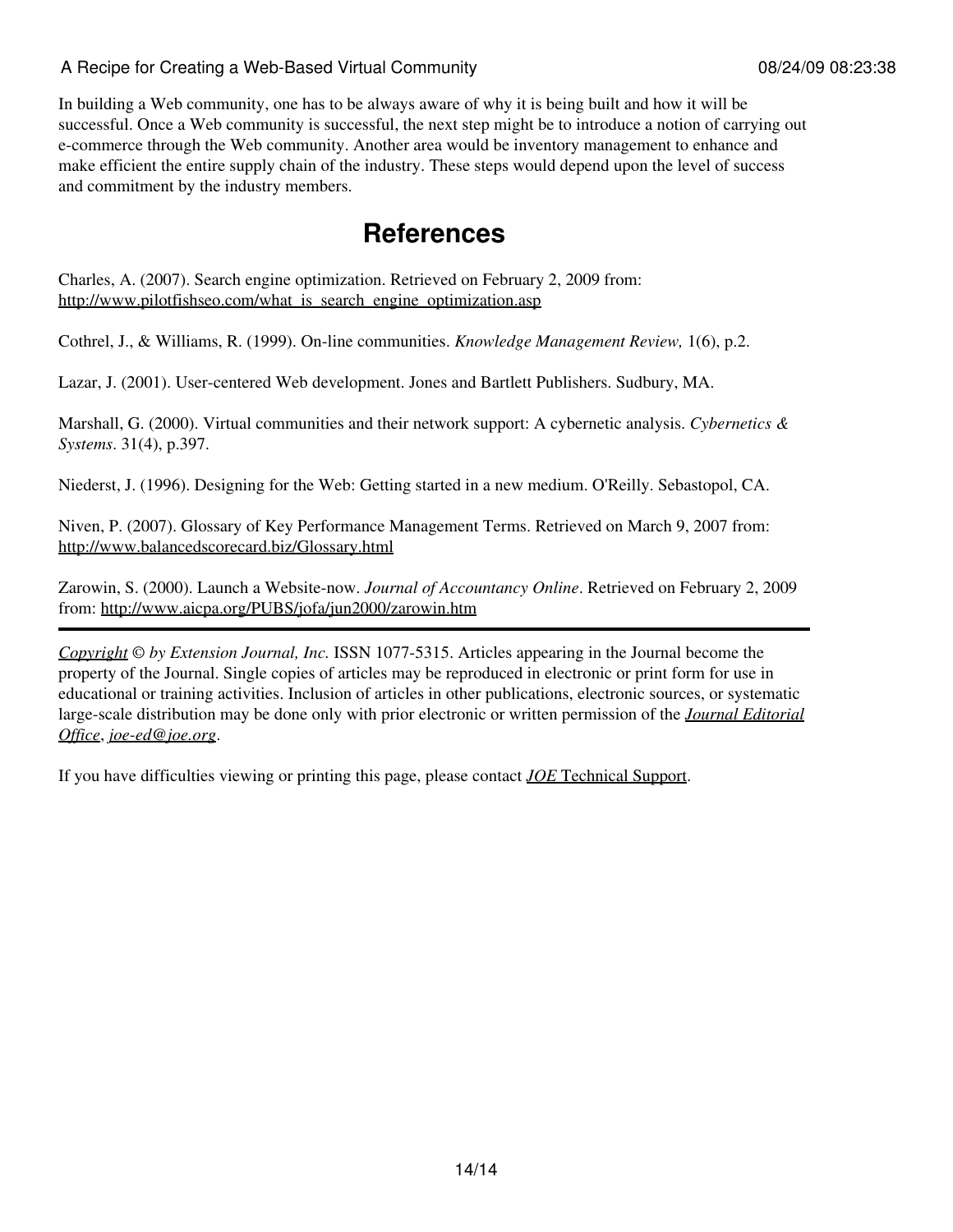In building a Web community, one has to be always aware of why it is being built and how it will be successful. Once a Web community is successful, the next step might be to introduce a notion of carrying out e-commerce through the Web community. Another area would be inventory management to enhance and make efficient the entire supply chain of the industry. These steps would depend upon the level of success and commitment by the industry members.

## References

Charles, A. (2007). Search engine optimization. Retrieved on February 2, 2009 from: http://www.pilotfishseo.com/what_is_search_engine_optimization.asp

Cothrel, J., & Williams, R. (1999). On-line communities. *Knowledge Management Review,* 1(6), p.2.

Lazar, J. (2001). User-centered Web development. Jones and Bartlett Publishers. Sudbury, MA.

Marshall, G. (2000). Virtual communities and their network support: A cybernetic analysis. *Cybernetics & Systems*. 31(4), p.397.

Niederst, J. (1996). Designing for the Web: Getting started in a new medium. O'Reilly. Sebastopol, CA.

Niven, P. (2007). Glossary of Key Performance Management Terms. Retrieved on March 9, 2007 from: http://www.balancedscorecard.biz/Glossary.html

Zarowin, S. (2000). Launch a Website-now. *Journal of Accountancy Online*. Retrieved on February 2, 2009 from: http://www.aicpa.org/PUBS/jofa/jun2000/zarowin.htm

---

*Copyright © by Extension Journal, Inc.* ISSN 1077-5315. Articles appearing in the Journal become the property of the Journal. Single copies of articles may be reproduced in electronic or print form for use in educational or training activities. Inclusion of articles in other publications, electronic sources, or systematic large-scale distribution may be done only with prior electronic or written permission of the *Journal Editorial Office*, *joe-ed@joe.org*.

If you have difficulties viewing or printing this page, please contact *JOE* Technical Support.